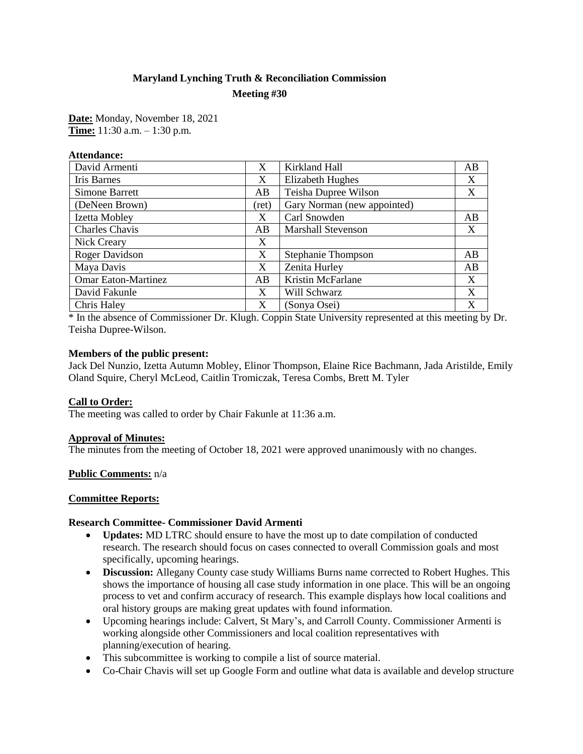**Maryland Lynching Truth & Reconciliation Commission**

**Meeting #30**

**Date:** Monday, November 18, 2021
**Time:** 11:30 a.m. – 1:30 p.m.

**Attendance:**

| | | | |
|---|---|---|---|
| David Armenti | X | Kirkland Hall | AB |
| Iris Barnes | X | Elizabeth Hughes | X |
| Simone Barrett | AB | Teisha Dupree Wilson | X |
| (DeNeen Brown) | (ret) | Gary Norman (new appointed) | |
| Izetta Mobley | X | Carl Snowden | AB |
| Charles Chavis | AB | Marshall Stevenson | X |
| Nick Creary | X | | |
| Roger Davidson | X | Stephanie Thompson | AB |
| Maya Davis | X | Zenita Hurley | AB |
| Omar Eaton-Martinez | AB | Kristin McFarlane | X |
| David Fakunle | X | Will Schwarz | X |
| Chris Haley | X | (Sonya Osei) | X |

* In the absence of Commissioner Dr. Klugh. Coppin State University represented at this meeting by Dr. Teisha Dupree-Wilson.

**Members of the public present:**
Jack Del Nunzio, Izetta Autumn Mobley, Elinor Thompson, Elaine Rice Bachmann, Jada Aristilde, Emily Oland Squire, Cheryl McLeod, Caitlin Tromiczak, Teresa Combs, Brett M. Tyler

**Call to Order:**
The meeting was called to order by Chair Fakunle at 11:36 a.m.

**Approval of Minutes:**
The minutes from the meeting of October 18, 2021 were approved unanimously with no changes.

**Public Comments:** n/a

**Committee Reports:**

**Research Committee- Commissioner David Armenti**

- **Updates:** MD LTRC should ensure to have the most up to date compilation of conducted research. The research should focus on cases connected to overall Commission goals and most specifically, upcoming hearings.
- **Discussion:** Allegany County case study Williams Burns name corrected to Robert Hughes. This shows the importance of housing all case study information in one place. This will be an ongoing process to vet and confirm accuracy of research. This example displays how local coalitions and oral history groups are making great updates with found information.
- Upcoming hearings include: Calvert, St Mary's, and Carroll County. Commissioner Armenti is working alongside other Commissioners and local coalition representatives with planning/execution of hearing.
- This subcommittee is working to compile a list of source material.
- Co-Chair Chavis will set up Google Form and outline what data is available and develop structure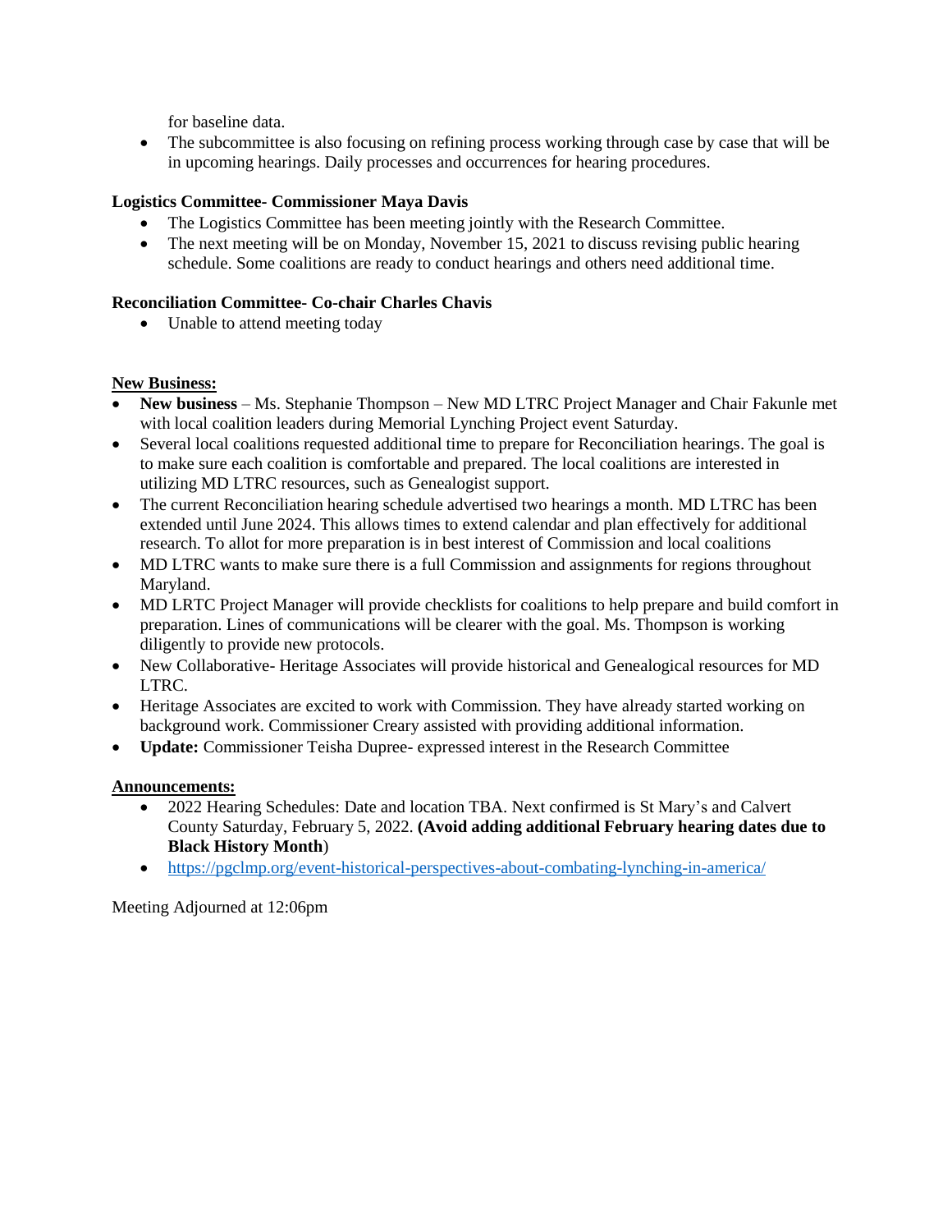for baseline data.

- The subcommittee is also focusing on refining process working through case by case that will be in upcoming hearings. Daily processes and occurrences for hearing procedures.

**Logistics Committee- Commissioner Maya Davis**

- The Logistics Committee has been meeting jointly with the Research Committee.
- The next meeting will be on Monday, November 15, 2021 to discuss revising public hearing schedule. Some coalitions are ready to conduct hearings and others need additional time.

**Reconciliation Committee- Co-chair Charles Chavis**

- Unable to attend meeting today

**New Business:**

- **New business** – Ms. Stephanie Thompson – New MD LTRC Project Manager and Chair Fakunle met with local coalition leaders during Memorial Lynching Project event Saturday.
- Several local coalitions requested additional time to prepare for Reconciliation hearings. The goal is to make sure each coalition is comfortable and prepared. The local coalitions are interested in utilizing MD LTRC resources, such as Genealogist support.
- The current Reconciliation hearing schedule advertised two hearings a month. MD LTRC has been extended until June 2024. This allows times to extend calendar and plan effectively for additional research. To allot for more preparation is in best interest of Commission and local coalitions
- MD LTRC wants to make sure there is a full Commission and assignments for regions throughout Maryland.
- MD LRTC Project Manager will provide checklists for coalitions to help prepare and build comfort in preparation. Lines of communications will be clearer with the goal. Ms. Thompson is working diligently to provide new protocols.
- New Collaborative- Heritage Associates will provide historical and Genealogical resources for MD LTRC.
- Heritage Associates are excited to work with Commission. They have already started working on background work. Commissioner Creary assisted with providing additional information.
- **Update:** Commissioner Teisha Dupree- expressed interest in the Research Committee

**Announcements:**

- 2022 Hearing Schedules: Date and location TBA. Next confirmed is St Mary's and Calvert County Saturday, February 5, 2022. **(Avoid adding additional February hearing dates due to Black History Month**)
- https://pgclmp.org/event-historical-perspectives-about-combating-lynching-in-america/

Meeting Adjourned at 12:06pm